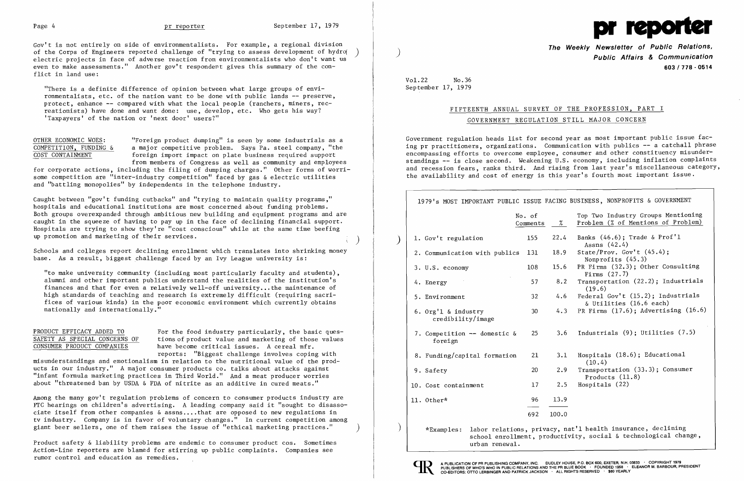Gov't is not entirely on side of environmentalists. For example, a regional division of the Corps of Engineers reported challenge of "trying to assess development of hydro electric projects in face of adverse reaction from environmentalists who don't want us even to make assessments." Another gov't respondent gives this summary of the conflict in land use:

"There is a definite difference of opinion between what large groups of environmentalists, etc. of the nation want to be done with public lands -- preserve, protect, enhance -- compared with what the local people (ranchers, miners, recreationists) have done and want done: use, develop, etc. Who gets his way? 'Taxpayers' of the nation or 'next door' users?"

**OTHER ECONOMIC WOES: COMPETITION, FUNDING & COST CONTAINMENT**

"Foreign product dumping" is seen by some industrials as a major competitive problem. Says Pa. steel company, "the foreign import impact on plate business required support from members of Congress as well as community and employees for corporate actions, including the filing of dumping charges." Other forms of worrisome competition are "inter-industry competition" faced by gas & electric utilities and "battling monopolies" by independents in the telephone industry.

Caught between "gov't funding cutbacks" and "trying to maintain quality programs," hospitals and educational institutions are most concerned about funding problems. Both groups overexpanded through ambitious new building and equipment programs and are caught in the squeeze of having to pay up in the face of declining financial support. Hospitals are trying to show they're "cost conscious" while at the same time beefing up promotion and marketing of their services.

Schools and colleges report declining enrollment which translates into shrinking money base. As a result, biggest challenge faced by an Ivy League university is:

"to make university community (including most particularly faculty and students), alumni and other important publics understand the realities of the institution's finances and that for even a relatively well-off university...the maintenance of high standards of teaching and research is extremely difficult (requiring sacrifices of various kinds) in the poor economic environment which currently obtains nationally and internationally."

**PRODUCT EFFICACY ADDED TO SAFETY AS SPECIAL CONCERNS OF CONSUMER PRODUCT COMPANIES**

For the food industry particularly, the basic questions of product value and marketing of those values have become critical issues. A cereal mfr. reports: "Biggest challenge involves coping with misunderstandings and emotionalism in relation to the nutritional value of the products in our industry." A major consumer products co. talks about attacks against "infant formula marketing practices in Third World." And a meat producer worries about "threatened ban by USDA & FDA of nitrite as an additive in cured meats."

Among the many gov't regulation problems of concern to consumer products industry are FTC hearings on children's advertising. A leading company said it "sought to disassociate itself from other companies & assns....that are opposed to new regulations in tv industry. Company is in favor of voluntary changes." In current competition among giant beer sellers, one of them raises the issue of "ethical marketing practices."

Product safety & liability problems are endemic to consumer product cos. Sometimes Action-Line reporters are blamed for stirring up public complaints. Companies see rumor control and education as remedies.

# pr reporter

**The Weekly Newsletter of Public Relations, Public Affairs & Communication**
**603 / 778 - 0514**

Vol.22 No.36
September 17, 1979

## FIFTEENTH ANNUAL SURVEY OF THE PROFESSION, PART I

### GOVERNMENT REGULATION STILL MAJOR CONCERN

Government regulation heads list for second year as most important public issue facing pr practitioners, organizations. Communication with publics -- a catchall phrase encompassing efforts to overcome employee, consumer and other constituency misunderstandings -- is close second. Weakening U.S. economy, including inflation complaints and recession fears, ranks third. And rising from last year's miscellaneous category, the availability and cost of energy is this year's fourth most important issue.

1979's MOST IMPORTANT PUBLIC ISSUE FACING BUSINESS, NONPROFITS & GOVERNMENT

| | No. of Comments | % | Top Two Industry Groups Mentioning Problem (% of Mentions of Problem) |
|---|---|---|---|
| 1. Gov't regulation | 155 | 22.4 | Banks (46.6); Trade & Prof'l Assns (42.4) |
| 2. Communication with publics | 131 | 18.9 | State/Prov. Gov't (45.4); Nonprofits (45.3) |
| 3. U.S. economy | 108 | 15.6 | PR Firms (32.3); Other Consulting Firms (27.7) |
| 4. Energy | 57 | 8.2 | Transportation (22.2); Industrials (19.6) |
| 5. Environment | 32 | 4.6 | Federal Gov't (15.2); Industrials & Utilities (16.6 each) |
| 6. Org'l & industry credibility/image | 30 | 4.3 | PR Firms (17.6); Advertising (16.6) |
| 7. Competition -- domestic & foreign | 25 | 3.6 | Industrials (9); Utilities (7.5) |
| 8. Funding/capital formation | 21 | 3.1 | Hospitals (18.6); Educational (10.4) |
| 9. Safety | 20 | 2.9 | Transportation (33.3); Consumer Products (11.8) |
| 10. Cost containment | 17 | 2.5 | Hospitals (22) |
| 11. Other* | 96 | 13.9 | |
| | 692 | 100.0 | |

*Examples: labor relations, privacy, nat'l health insurance, declining school enrollment, productivity, social & technological change, urban renewal.

A PUBLICATION OF PR PUBLISHING COMPANY, INC. DUDLEY HOUSE, P.O. BOX 600, EXETER, N.H. 03833 · COPYRIGHT 1979 PUBLISHERS OF WHO'S WHO IN PUBLIC RELATIONS AND THE PR BLUE BOOK · FOUNDED 1958 · ELEANOR M. BARBOUR, PRESIDENT CO-EDITORS: OTTO LERBINGER AND PATRICK JACKSON · ALL RIGHTS RESERVED · $80 YEARLY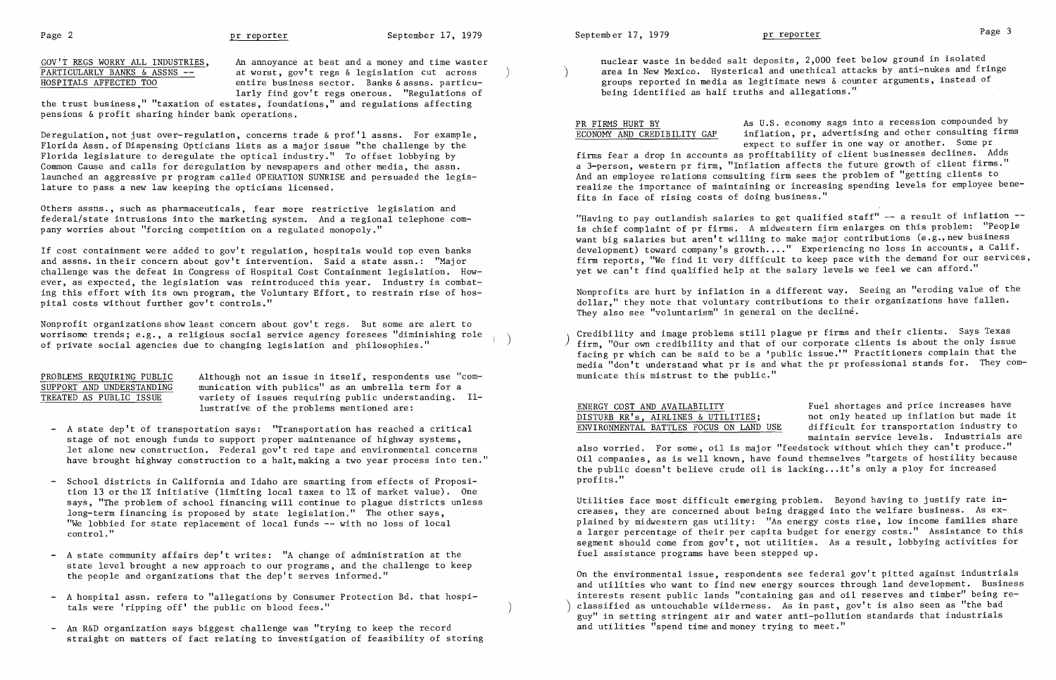GOV'T REGS WORRY ALL INDUSTRIES, PARTICULARLY BANKS & ASSNS -- HOSPITALS AFFECTED TOO

An annoyance at best and a money and time waster at worst, gov't regs & legislation cut across entire business sector. Banks & assns. particularly find gov't regs onerous. "Regulations of the trust business," "taxation of estates, foundations," and regulations affecting pensions & profit sharing hinder bank operations.

Deregulation, not just over-regulation, concerns trade & prof'l assns. For example, Florida Assn. of Dispensing Opticians lists as a major issue "the challenge by the Florida legislature to deregulate the optical industry." To offset lobbying by Common Cause and calls for deregulation by newspapers and other media, the assn. launched an aggressive pr program called OPERATION SUNRISE and persuaded the legislature to pass a new law keeping the opticians licensed.

Others assns., such as pharmaceuticals, fear more restrictive legislation and federal/state intrusions into the marketing system. And a regional telephone company worries about "forcing competition on a regulated monopoly."

If cost containment were added to gov't regulation, hospitals would top even banks and assns. in their concern about gov't intervention. Said a state assn.: "Major challenge was the defeat in Congress of Hospital Cost Containment legislation. However, as expected, the legislation was reintroduced this year. Industry is combating this effort with its own program, the Voluntary Effort, to restrain rise of hospital costs without further gov't controls."

Nonprofit organizations show least concern about gov't regs. But some are alert to worrisome trends; e.g., a religious social service agency foresees "diminishing role of private social agencies due to changing legislation and philosophies."

PROBLEMS REQUIRING PUBLIC SUPPORT AND UNDERSTANDING TREATED AS PUBLIC ISSUE

Although not an issue in itself, respondents use "communication with publics" as an umbrella term for a variety of issues requiring public understanding. Illustrative of the problems mentioned are:

- A state dep't of transportation says: "Transportation has reached a critical stage of not enough funds to support proper maintenance of highway systems, let alone new construction. Federal gov't red tape and environmental concerns have brought highway construction to a halt, making a two year process into ten."
- School districts in California and Idaho are smarting from effects of Proposition 13 or the 1% initiative (limiting local taxes to 1% of market value). One says, "The problem of school financing will continue to plague districts unless long-term financing is proposed by state legislation." The other says, "We lobbied for state replacement of local funds -- with no loss of local control."
- A state community affairs dep't writes: "A change of administration at the state level brought a new approach to our programs, and the challenge to keep the people and organizations that the dep't serves informed."
- A hospital assn. refers to "allegations by Consumer Protection Bd. that hospitals were 'ripping off' the public on blood fees."
- An R&D organization says biggest challenge was "trying to keep the record straight on matters of fact relating to investigation of feasibility of storing nuclear waste in bedded salt deposits, 2,000 feet below ground in isolated area in New Mexico. Hysterical and unethical attacks by anti-nukes and fringe groups reported in media as legitimate news & counter arguments, instead of being identified as half truths and allegations."

PR FIRMS HURT BY ECONOMY AND CREDIBILITY GAP

As U.S. economy sags into a recession compounded by inflation, pr, advertising and other consulting firms expect to suffer in one way or another. Some pr firms fear a drop in accounts as profitability of client businesses declines. Adds a 3-person, western pr firm, "Inflation affects the future growth of client firms." And an employee relations consulting firm sees the problem of "getting clients to realize the importance of maintaining or increasing spending levels for employee benefits in face of rising costs of doing business."

"Having to pay outlandish salaries to get qualified staff" -- a result of inflation -- is chief complaint of pr firms. A midwestern firm enlarges on this problem: "People want big salaries but aren't willing to make major contributions (e.g., new business development) toward company's growth...." Experiencing no loss in accounts, a Calif. firm reports, "We find it very difficult to keep pace with the demand for our services, yet we can't find qualified help at the salary levels we feel we can afford."

Nonprofits are hurt by inflation in a different way. Seeing an "eroding value of the dollar," they note that voluntary contributions to their organizations have fallen. They also see "voluntarism" in general on the decline.

Credibility and image problems still plague pr firms and their clients. Says Texas firm, "Our own credibility and that of our corporate clients is about the only issue facing pr which can be said to be a 'public issue.'" Practitioners complain that the media "don't understand what pr is and what the pr professional stands for. They communicate this mistrust to the public."

ENERGY COST AND AVAILABILITY DISTURB RR's, AIRLINES & UTILITIES; ENVIRONMENTAL BATTLES FOCUS ON LAND USE

Fuel shortages and price increases have not only heated up inflation but made it difficult for transportation industry to maintain service levels. Industrials are also worried. For some, oil is major "feedstock without which they can't produce." Oil companies, as is well known, have found themselves "targets of hostility because the public doesn't believe crude oil is lacking...it's only a ploy for increased profits."

Utilities face most difficult emerging problem. Beyond having to justify rate increases, they are concerned about being dragged into the welfare business. As explained by midwestern gas utility: "As energy costs rise, low income families share a larger percentage of their per capita budget for energy costs." Assistance to this segment should come from gov't, not utilities. As a result, lobbying activities for fuel assistance programs have been stepped up.

On the environmental issue, respondents see federal gov't pitted against industrials and utilities who want to find new energy sources through land development. Business interests resent public lands "containing gas and oil reserves and timber" being reclassified as untouchable wilderness. As in past, gov't is also seen as "the bad guy" in setting stringent air and water anti-pollution standards that industrials and utilities "spend time and money trying to meet."